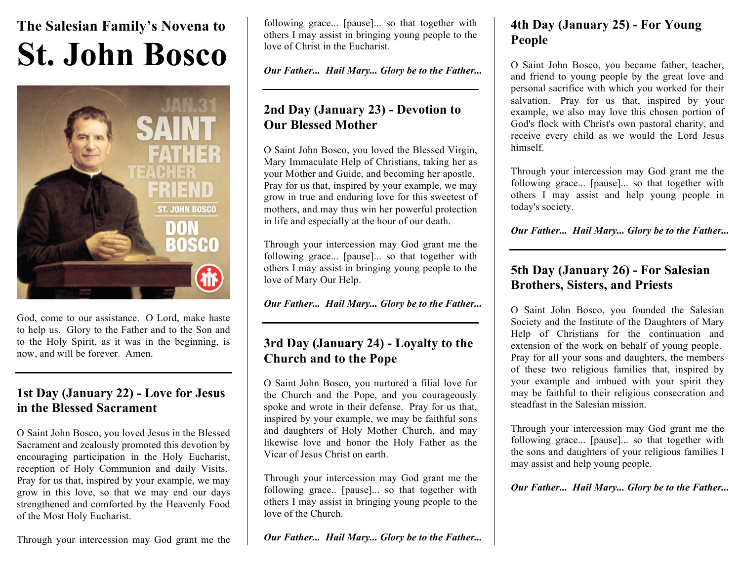# The Salesian Family's Novena to St. John Bosco

God, come to our assistance. O Lord, make haste to help us. Glory to the Father and to the Son and to the Holy Spirit, as it was in the beginning, is now, and will be forever. Amen.

---

## 1st Day (January 22) - Love for Jesus in the Blessed Sacrament

O Saint John Bosco, you loved Jesus in the Blessed Sacrament and zealously promoted this devotion by encouraging participation in the Holy Eucharist, reception of Holy Communion and daily Visits. Pray for us that, inspired by your example, we may grow in this love, so that we may end our days strengthened and comforted by the Heavenly Food of the Most Holy Eucharist.

Through your intercession may God grant me the following grace... [pause]... so that together with others I may assist in bringing young people to the love of Christ in the Eucharist.

***Our Father... Hail Mary... Glory be to the Father...***

---

## 2nd Day (January 23) - Devotion to Our Blessed Mother

O Saint John Bosco, you loved the Blessed Virgin, Mary Immaculate Help of Christians, taking her as your Mother and Guide, and becoming her apostle. Pray for us that, inspired by your example, we may grow in true and enduring love for this sweetest of mothers, and may thus win her powerful protection in life and especially at the hour of our death.

Through your intercession may God grant me the following grace... [pause]... so that together with others I may assist in bringing young people to the love of Mary Our Help.

***Our Father... Hail Mary... Glory be to the Father...***

---

## 3rd Day (January 24) - Loyalty to the Church and to the Pope

O Saint John Bosco, you nurtured a filial love for the Church and the Pope, and you courageously spoke and wrote in their defense. Pray for us that, inspired by your example, we may be faithful sons and daughters of Holy Mother Church, and may likewise love and honor the Holy Father as the Vicar of Jesus Christ on earth.

Through your intercession may God grant me the following grace.. [pause]... so that together with others I may assist in bringing young people to the love of the Church.

***Our Father... Hail Mary... Glory be to the Father...***

---

## 4th Day (January 25) - For Young People

O Saint John Bosco, you became father, teacher, and friend to young people by the great love and personal sacrifice with which you worked for their salvation. Pray for us that, inspired by your example, we also may love this chosen portion of God's flock with Christ's own pastoral charity, and receive every child as we would the Lord Jesus himself.

Through your intercession may God grant me the following grace... [pause]... so that together with others I may assist and help young people in today's society.

***Our Father... Hail Mary... Glory be to the Father...***

---

## 5th Day (January 26) - For Salesian Brothers, Sisters, and Priests

O Saint John Bosco, you founded the Salesian Society and the Institute of the Daughters of Mary Help of Christians for the continuation and extension of the work on behalf of young people. Pray for all your sons and daughters, the members of these two religious families that, inspired by your example and imbued with your spirit they may be faithful to their religious consecration and steadfast in the Salesian mission.

Through your intercession may God grant me the following grace... [pause]... so that together with the sons and daughters of your religious families I may assist and help young people.

***Our Father... Hail Mary... Glory be to the Father...***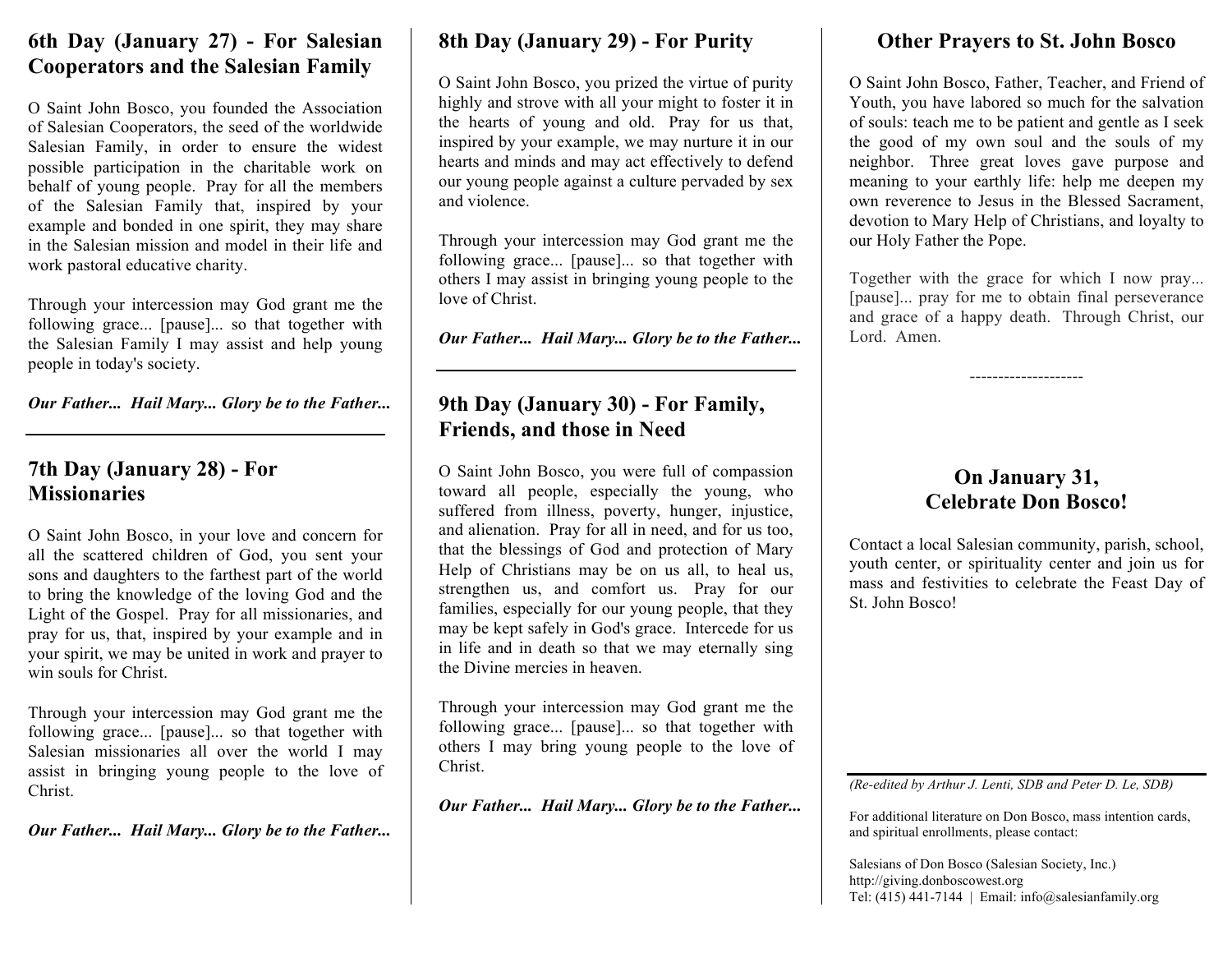## 6th Day (January 27) - For Salesian Cooperators and the Salesian Family

O Saint John Bosco, you founded the Association of Salesian Cooperators, the seed of the worldwide Salesian Family, in order to ensure the widest possible participation in the charitable work on behalf of young people. Pray for all the members of the Salesian Family that, inspired by your example and bonded in one spirit, they may share in the Salesian mission and model in their life and work pastoral educative charity.

Through your intercession may God grant me the following grace... [pause]... so that together with the Salesian Family I may assist and help young people in today's society.

***Our Father... Hail Mary... Glory be to the Father...***

---

## 7th Day (January 28) - For Missionaries

O Saint John Bosco, in your love and concern for all the scattered children of God, you sent your sons and daughters to the farthest part of the world to bring the knowledge of the loving God and the Light of the Gospel. Pray for all missionaries, and pray for us, that, inspired by your example and in your spirit, we may be united in work and prayer to win souls for Christ.

Through your intercession may God grant me the following grace... [pause]... so that together with Salesian missionaries all over the world I may assist in bringing young people to the love of Christ.

***Our Father... Hail Mary... Glory be to the Father...***

## 8th Day (January 29) - For Purity

O Saint John Bosco, you prized the virtue of purity highly and strove with all your might to foster it in the hearts of young and old. Pray for us that, inspired by your example, we may nurture it in our hearts and minds and may act effectively to defend our young people against a culture pervaded by sex and violence.

Through your intercession may God grant me the following grace... [pause]... so that together with others I may assist in bringing young people to the love of Christ.

***Our Father... Hail Mary... Glory be to the Father...***

---

## 9th Day (January 30) - For Family, Friends, and those in Need

O Saint John Bosco, you were full of compassion toward all people, especially the young, who suffered from illness, poverty, hunger, injustice, and alienation. Pray for all in need, and for us too, that the blessings of God and protection of Mary Help of Christians may be on us all, to heal us, strengthen us, and comfort us. Pray for our families, especially for our young people, that they may be kept safely in God's grace. Intercede for us in life and in death so that we may eternally sing the Divine mercies in heaven.

Through your intercession may God grant me the following grace... [pause]... so that together with others I may bring young people to the love of Christ.

***Our Father... Hail Mary... Glory be to the Father...***

## Other Prayers to St. John Bosco

O Saint John Bosco, Father, Teacher, and Friend of Youth, you have labored so much for the salvation of souls: teach me to be patient and gentle as I seek the good of my own soul and the souls of my neighbor. Three great loves gave purpose and meaning to your earthly life: help me deepen my own reverence to Jesus in the Blessed Sacrament, devotion to Mary Help of Christians, and loyalty to our Holy Father the Pope.

Together with the grace for which I now pray... [pause]... pray for me to obtain final perseverance and grace of a happy death. Through Christ, our Lord. Amen.

--------------------

## On January 31, Celebrate Don Bosco!

Contact a local Salesian community, parish, school, youth center, or spirituality center and join us for mass and festivities to celebrate the Feast Day of St. John Bosco!

---

*(Re-edited by Arthur J. Lenti, SDB and Peter D. Le, SDB)*

For additional literature on Don Bosco, mass intention cards, and spiritual enrollments, please contact:

Salesians of Don Bosco (Salesian Society, Inc.)
http://giving.donboscowest.org
Tel: (415) 441-7144 | Email: info@salesianfamily.org